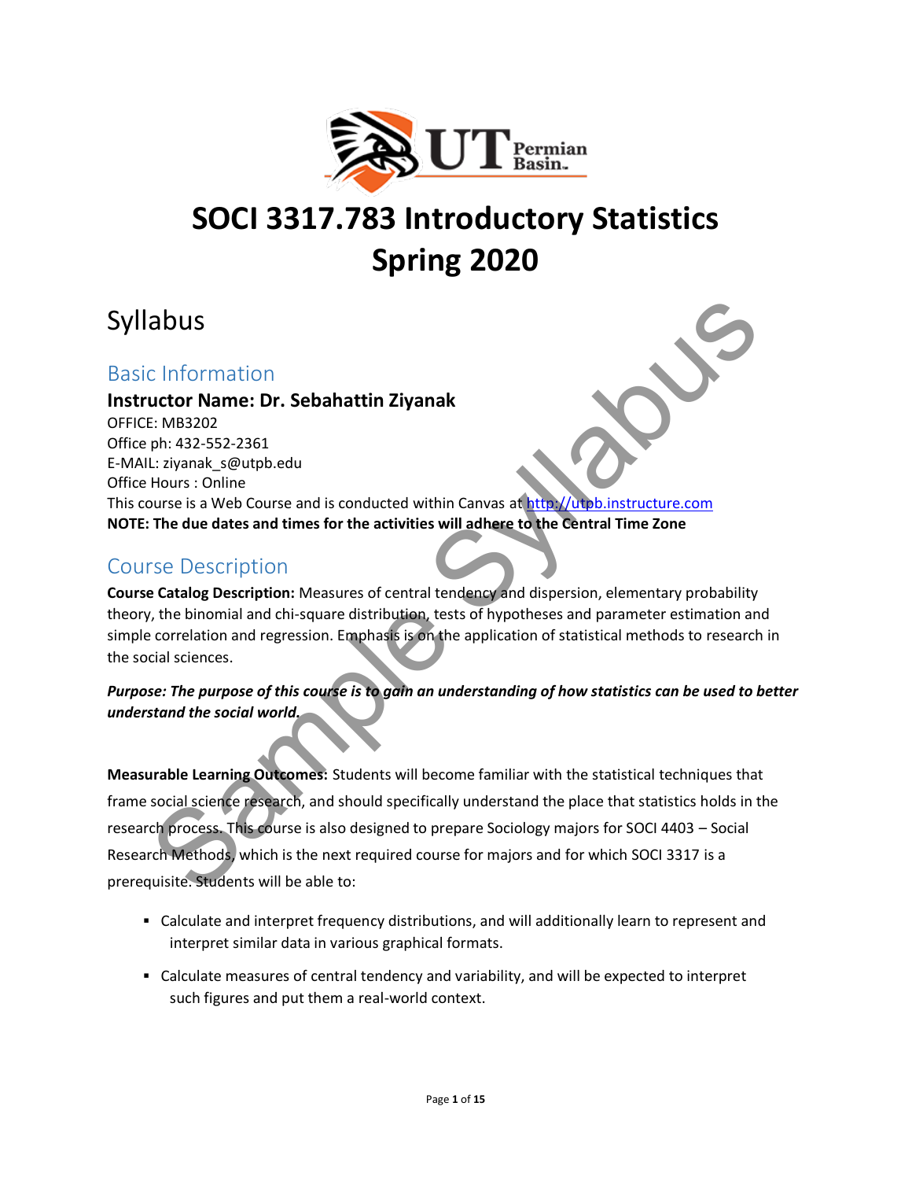# SOCI 3317.783 Introductory Statistics Spring 2020

## Syllabus

### Basic Information

**Instructor Name: Dr. Sebahattin Ziyanak**

OFFICE: MB3202

Office ph: 432-552-2361

E-MAIL: ziyanak_s@utpb.edu

Office Hours : Online

This course is a Web Course and is conducted within Canvas at http://utpb.instructure.com

**NOTE: The due dates and times for the activities will adhere to the Central Time Zone**

### Course Description

**Course Catalog Description:** Measures of central tendency and dispersion, elementary probability theory, the binomial and chi-square distribution, tests of hypotheses and parameter estimation and simple correlation and regression. Emphasis is on the application of statistical methods to research in the social sciences.

***Purpose: The purpose of this course is to gain an understanding of how statistics can be used to better understand the social world.***

**Measurable Learning Outcomes:** Students will become familiar with the statistical techniques that frame social science research, and should specifically understand the place that statistics holds in the research process. This course is also designed to prepare Sociology majors for SOCI 4403 – Social Research Methods, which is the next required course for majors and for which SOCI 3317 is a prerequisite. Students will be able to:

- Calculate and interpret frequency distributions, and will additionally learn to represent and interpret similar data in various graphical formats.
- Calculate measures of central tendency and variability, and will be expected to interpret such figures and put them a real-world context.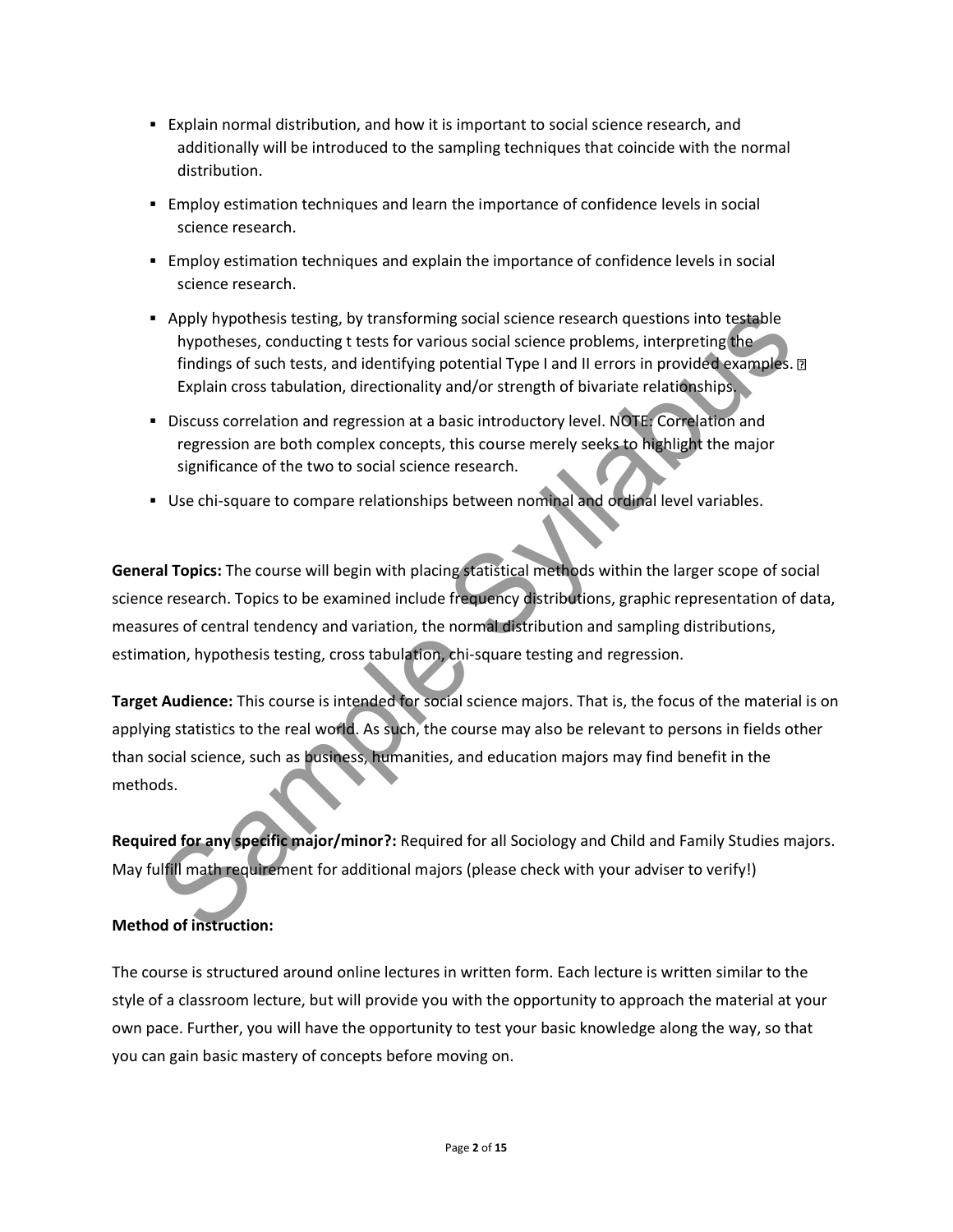- Explain normal distribution, and how it is important to social science research, and additionally will be introduced to the sampling techniques that coincide with the normal distribution.
- Employ estimation techniques and learn the importance of confidence levels in social science research.
- Employ estimation techniques and explain the importance of confidence levels in social science research.
- Apply hypothesis testing, by transforming social science research questions into testable hypotheses, conducting t tests for various social science problems, interpreting the findings of such tests, and identifying potential Type I and II errors in provided examples. Explain cross tabulation, directionality and/or strength of bivariate relationships.
- Discuss correlation and regression at a basic introductory level. NOTE: Correlation and regression are both complex concepts, this course merely seeks to highlight the major significance of the two to social science research.
- Use chi-square to compare relationships between nominal and ordinal level variables.

**General Topics:** The course will begin with placing statistical methods within the larger scope of social science research. Topics to be examined include frequency distributions, graphic representation of data, measures of central tendency and variation, the normal distribution and sampling distributions, estimation, hypothesis testing, cross tabulation, chi-square testing and regression.

**Target Audience:** This course is intended for social science majors. That is, the focus of the material is on applying statistics to the real world. As such, the course may also be relevant to persons in fields other than social science, such as business, humanities, and education majors may find benefit in the methods.

**Required for any specific major/minor?:** Required for all Sociology and Child and Family Studies majors. May fulfill math requirement for additional majors (please check with your adviser to verify!)

**Method of instruction:**

The course is structured around online lectures in written form. Each lecture is written similar to the style of a classroom lecture, but will provide you with the opportunity to approach the material at your own pace. Further, you will have the opportunity to test your basic knowledge along the way, so that you can gain basic mastery of concepts before moving on.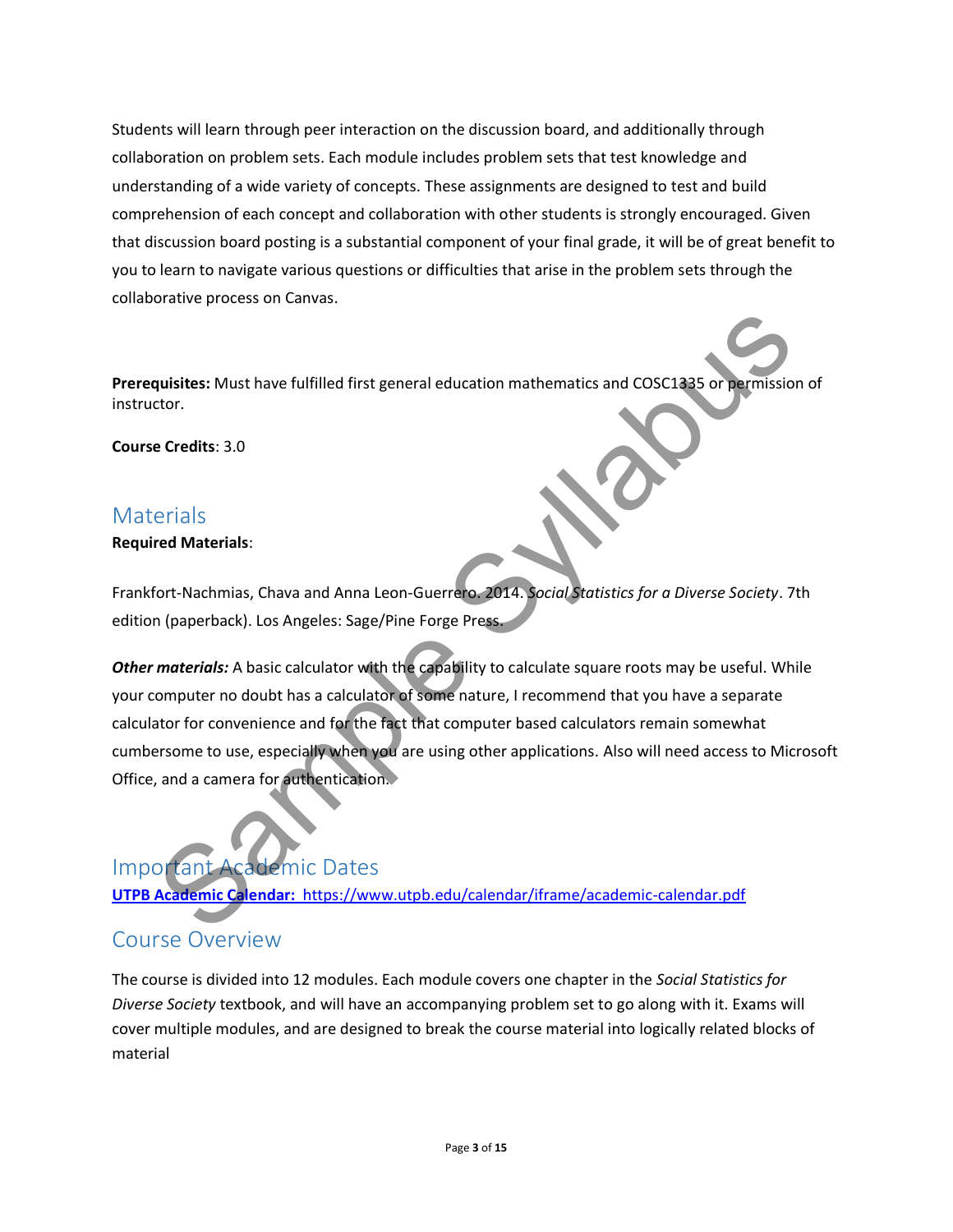Students will learn through peer interaction on the discussion board, and additionally through collaboration on problem sets. Each module includes problem sets that test knowledge and understanding of a wide variety of concepts. These assignments are designed to test and build comprehension of each concept and collaboration with other students is strongly encouraged. Given that discussion board posting is a substantial component of your final grade, it will be of great benefit to you to learn to navigate various questions or difficulties that arise in the problem sets through the collaborative process on Canvas.

**Prerequisites:** Must have fulfilled first general education mathematics and COSC1335 or permission of instructor.

**Course Credits**: 3.0

## Materials

**Required Materials**:

Frankfort-Nachmias, Chava and Anna Leon-Guerrero. 2014. *Social Statistics for a Diverse Society*. 7th edition (paperback). Los Angeles: Sage/Pine Forge Press.

***Other materials:*** A basic calculator with the capability to calculate square roots may be useful. While your computer no doubt has a calculator of some nature, I recommend that you have a separate calculator for convenience and for the fact that computer based calculators remain somewhat cumbersome to use, especially when you are using other applications. Also will need access to Microsoft Office, and a camera for authentication.

## Important Academic Dates

**UTPB Academic Calendar:** https://www.utpb.edu/calendar/iframe/academic-calendar.pdf

## Course Overview

The course is divided into 12 modules. Each module covers one chapter in the *Social Statistics for Diverse Society* textbook, and will have an accompanying problem set to go along with it. Exams will cover multiple modules, and are designed to break the course material into logically related blocks of material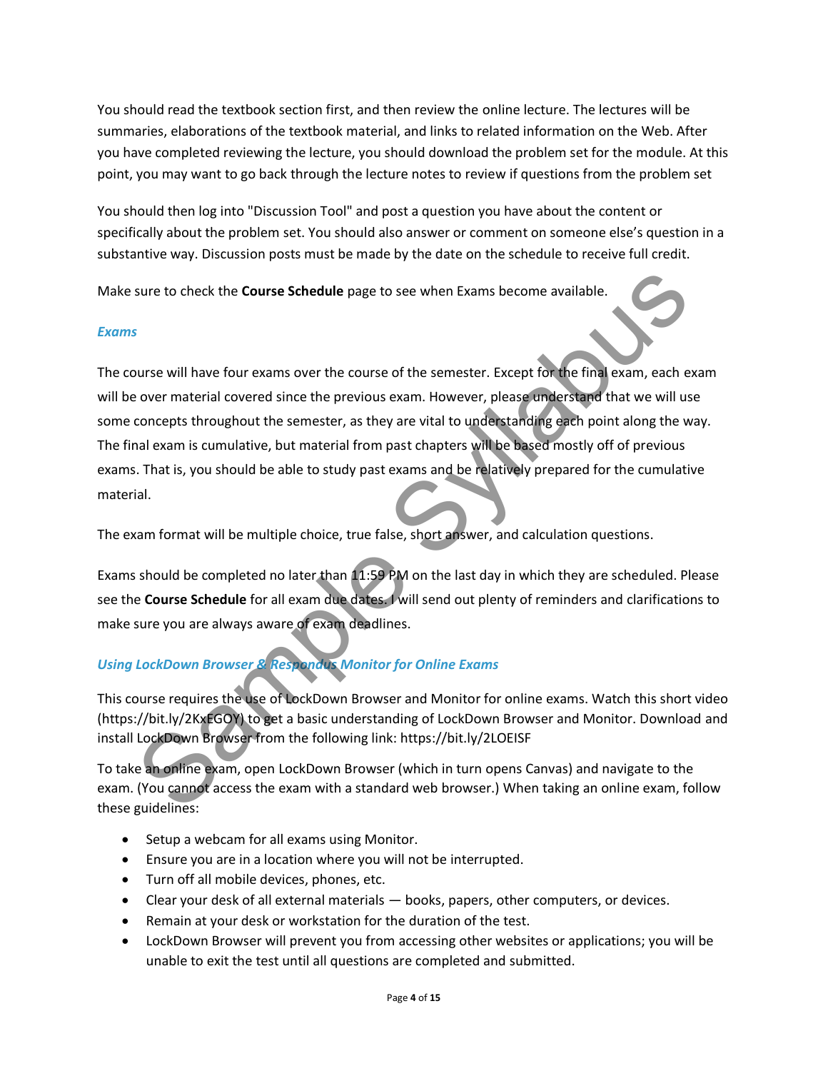You should read the textbook section first, and then review the online lecture. The lectures will be summaries, elaborations of the textbook material, and links to related information on the Web. After you have completed reviewing the lecture, you should download the problem set for the module. At this point, you may want to go back through the lecture notes to review if questions from the problem set

You should then log into "Discussion Tool" and post a question you have about the content or specifically about the problem set. You should also answer or comment on someone else's question in a substantive way. Discussion posts must be made by the date on the schedule to receive full credit.

Make sure to check the **Course Schedule** page to see when Exams become available.

### *Exams*

The course will have four exams over the course of the semester. Except for the final exam, each exam will be over material covered since the previous exam. However, please understand that we will use some concepts throughout the semester, as they are vital to understanding each point along the way. The final exam is cumulative, but material from past chapters will be based mostly off of previous exams. That is, you should be able to study past exams and be relatively prepared for the cumulative material.

The exam format will be multiple choice, true false, short answer, and calculation questions.

Exams should be completed no later than 11:59 PM on the last day in which they are scheduled. Please see the **Course Schedule** for all exam due dates. I will send out plenty of reminders and clarifications to make sure you are always aware of exam deadlines.

### *Using LockDown Browser & Respondus Monitor for Online Exams*

This course requires the use of LockDown Browser and Monitor for online exams. Watch this short video (https://bit.ly/2KxEGOY) to get a basic understanding of LockDown Browser and Monitor. Download and install LockDown Browser from the following link: https://bit.ly/2LOEISF

To take an online exam, open LockDown Browser (which in turn opens Canvas) and navigate to the exam. (You cannot access the exam with a standard web browser.) When taking an online exam, follow these guidelines:

- Setup a webcam for all exams using Monitor.
- Ensure you are in a location where you will not be interrupted.
- Turn off all mobile devices, phones, etc.
- Clear your desk of all external materials — books, papers, other computers, or devices.
- Remain at your desk or workstation for the duration of the test.
- LockDown Browser will prevent you from accessing other websites or applications; you will be unable to exit the test until all questions are completed and submitted.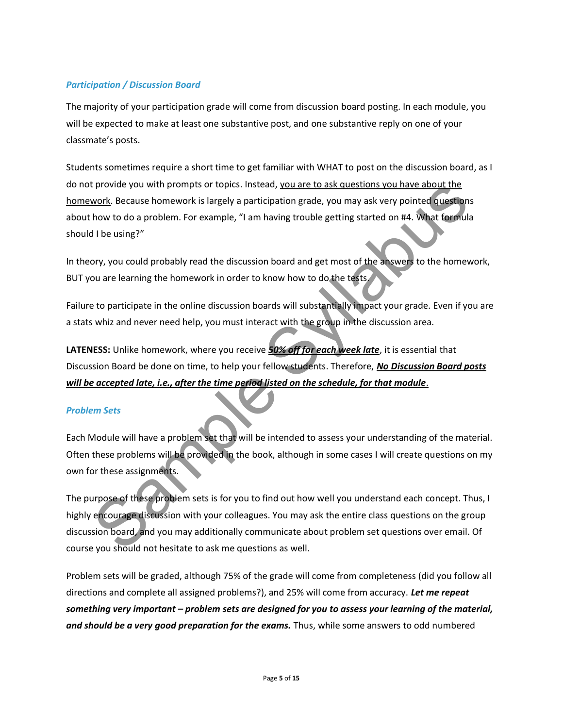### *Participation / Discussion Board*

The majority of your participation grade will come from discussion board posting. In each module, you will be expected to make at least one substantive post, and one substantive reply on one of your classmate's posts.

Students sometimes require a short time to get familiar with WHAT to post on the discussion board, as I do not provide you with prompts or topics. Instead, <u>you are to ask questions you have about the homework</u>. Because homework is largely a participation grade, you may ask very pointed questions about how to do a problem. For example, "I am having trouble getting started on #4. What formula should I be using?"

In theory, you could probably read the discussion board and get most of the answers to the homework, BUT you are learning the homework in order to know how to do the tests.

Failure to participate in the online discussion boards will substantially impact your grade. Even if you are a stats whiz and never need help, you must interact with the group in the discussion area.

**LATENESS:** Unlike homework, where you receive <u>***50% off for each week late***</u>, it is essential that Discussion Board be done on time, to help your fellow students. Therefore, <u>***No Discussion Board posts will be accepted late, i.e., after the time period listed on the schedule, for that module***</u>.

### *Problem Sets*

Each Module will have a problem set that will be intended to assess your understanding of the material. Often these problems will be provided in the book, although in some cases I will create questions on my own for these assignments.

The purpose of these problem sets is for you to find out how well you understand each concept. Thus, I highly encourage discussion with your colleagues. You may ask the entire class questions on the group discussion board, and you may additionally communicate about problem set questions over email. Of course you should not hesitate to ask me questions as well.

Problem sets will be graded, although 75% of the grade will come from completeness (did you follow all directions and complete all assigned problems?), and 25% will come from accuracy. ***Let me repeat something very important – problem sets are designed for you to assess your learning of the material, and should be a very good preparation for the exams.*** Thus, while some answers to odd numbered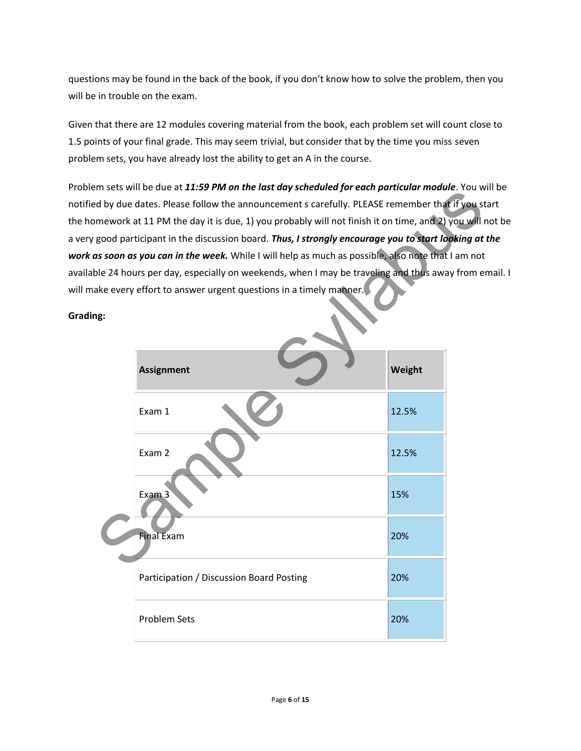questions may be found in the back of the book, if you don't know how to solve the problem, then you will be in trouble on the exam.

Given that there are 12 modules covering material from the book, each problem set will count close to 1.5 points of your final grade. This may seem trivial, but consider that by the time you miss seven problem sets, you have already lost the ability to get an A in the course.

Problem sets will be due at ***11:59 PM on the last day scheduled for each particular module***. You will be notified by due dates. Please follow the announcement s carefully. PLEASE remember that if you start the homework at 11 PM the day it is due, 1) you probably will not finish it on time, and 2) you will not be a very good participant in the discussion board. ***Thus, I strongly encourage you to start looking at the work as soon as you can in the week.*** While I will help as much as possible, also note that I am not available 24 hours per day, especially on weekends, when I may be traveling and thus away from email. I will make every effort to answer urgent questions in a timely manner.

**Grading:**

| Assignment | Weight |
|---|---|
| Exam 1 | 12.5% |
| Exam 2 | 12.5% |
| Exam 3 | 15% |
| Final Exam | 20% |
| Participation / Discussion Board Posting | 20% |
| Problem Sets | 20% |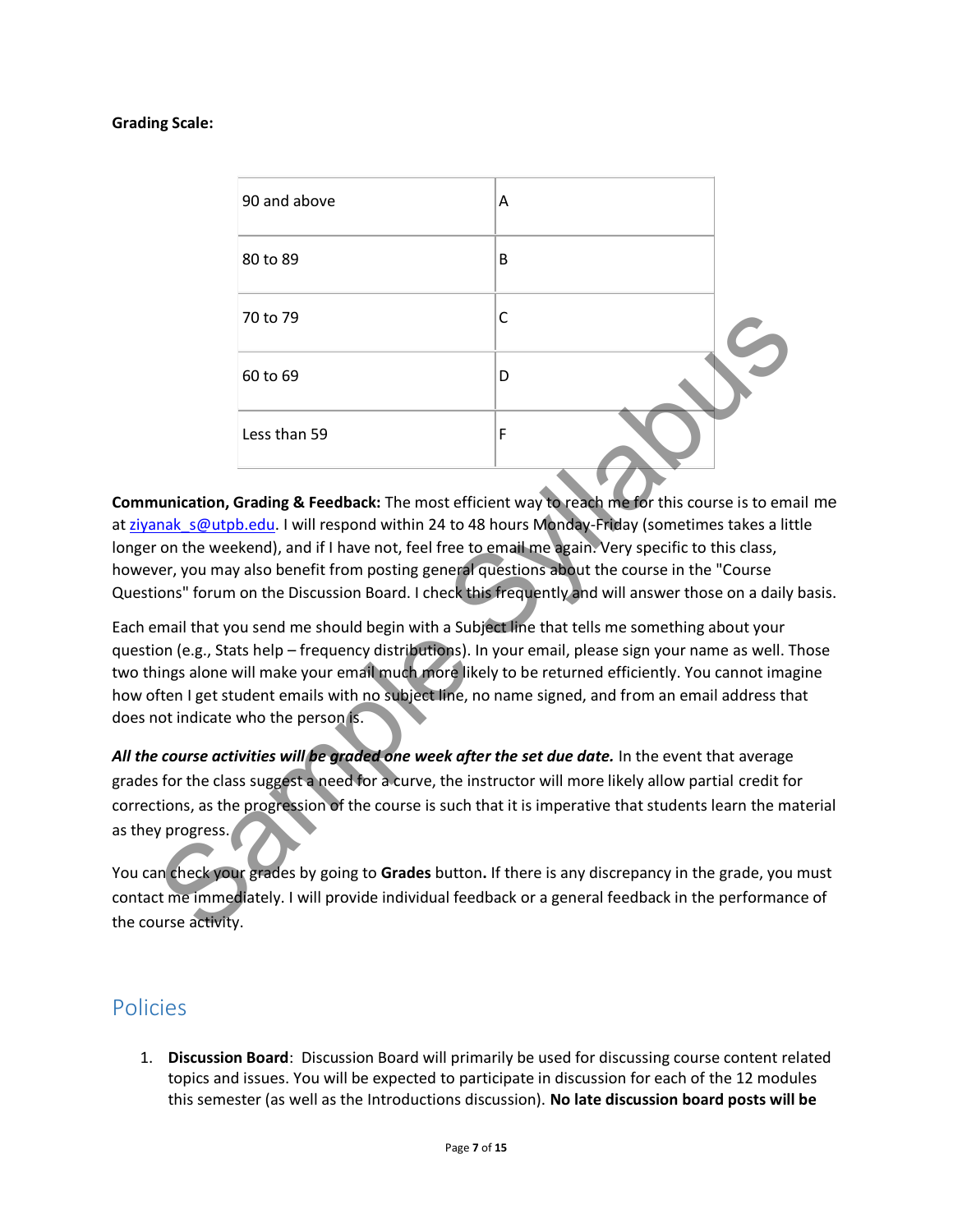**Grading Scale:**

| 90 and above | A |
|---|---|
| 80 to 89 | B |
| 70 to 79 | C |
| 60 to 69 | D |
| Less than 59 | F |

**Communication, Grading & Feedback:** The most efficient way to reach me for this course is to email me at ziyanak_s@utpb.edu. I will respond within 24 to 48 hours Monday-Friday (sometimes takes a little longer on the weekend), and if I have not, feel free to email me again. Very specific to this class, however, you may also benefit from posting general questions about the course in the "Course Questions" forum on the Discussion Board. I check this frequently and will answer those on a daily basis.

Each email that you send me should begin with a Subject line that tells me something about your question (e.g., Stats help – frequency distributions). In your email, please sign your name as well. Those two things alone will make your email much more likely to be returned efficiently. You cannot imagine how often I get student emails with no subject line, no name signed, and from an email address that does not indicate who the person is.

***All the course activities will be graded one week after the set due date.*** In the event that average grades for the class suggest a need for a curve, the instructor will more likely allow partial credit for corrections, as the progression of the course is such that it is imperative that students learn the material as they progress.

You can check your grades by going to **Grades** button**.** If there is any discrepancy in the grade, you must contact me immediately. I will provide individual feedback or a general feedback in the performance of the course activity.

## Policies

1. **Discussion Board**: Discussion Board will primarily be used for discussing course content related topics and issues. You will be expected to participate in discussion for each of the 12 modules this semester (as well as the Introductions discussion). **No late discussion board posts will be**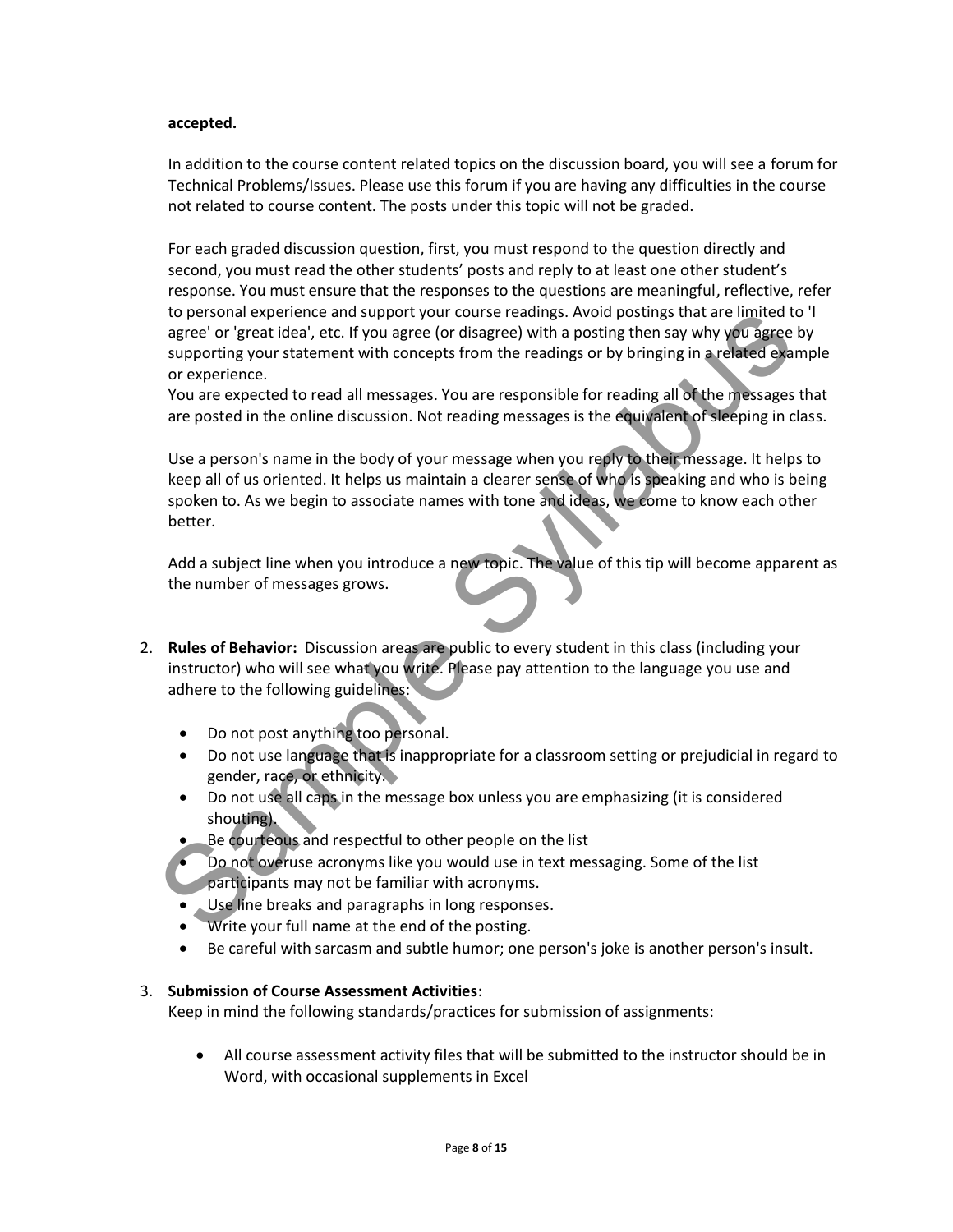**accepted.**

In addition to the course content related topics on the discussion board, you will see a forum for Technical Problems/Issues. Please use this forum if you are having any difficulties in the course not related to course content. The posts under this topic will not be graded.

For each graded discussion question, first, you must respond to the question directly and second, you must read the other students' posts and reply to at least one other student's response. You must ensure that the responses to the questions are meaningful, reflective, refer to personal experience and support your course readings. Avoid postings that are limited to 'I agree' or 'great idea', etc. If you agree (or disagree) with a posting then say why you agree by supporting your statement with concepts from the readings or by bringing in a related example or experience.
You are expected to read all messages. You are responsible for reading all of the messages that are posted in the online discussion. Not reading messages is the equivalent of sleeping in class.

Use a person's name in the body of your message when you reply to their message. It helps to keep all of us oriented. It helps us maintain a clearer sense of who is speaking and who is being spoken to. As we begin to associate names with tone and ideas, we come to know each other better.

Add a subject line when you introduce a new topic. The value of this tip will become apparent as the number of messages grows.

2. **Rules of Behavior:** Discussion areas are public to every student in this class (including your instructor) who will see what you write. Please pay attention to the language you use and adhere to the following guidelines:

   - Do not post anything too personal.
   - Do not use language that is inappropriate for a classroom setting or prejudicial in regard to gender, race, or ethnicity.
   - Do not use all caps in the message box unless you are emphasizing (it is considered shouting).
   - Be courteous and respectful to other people on the list
   - Do not overuse acronyms like you would use in text messaging. Some of the list participants may not be familiar with acronyms.
   - Use line breaks and paragraphs in long responses.
   - Write your full name at the end of the posting.
   - Be careful with sarcasm and subtle humor; one person's joke is another person's insult.

3. **Submission of Course Assessment Activities**:
   Keep in mind the following standards/practices for submission of assignments:

   - All course assessment activity files that will be submitted to the instructor should be in Word, with occasional supplements in Excel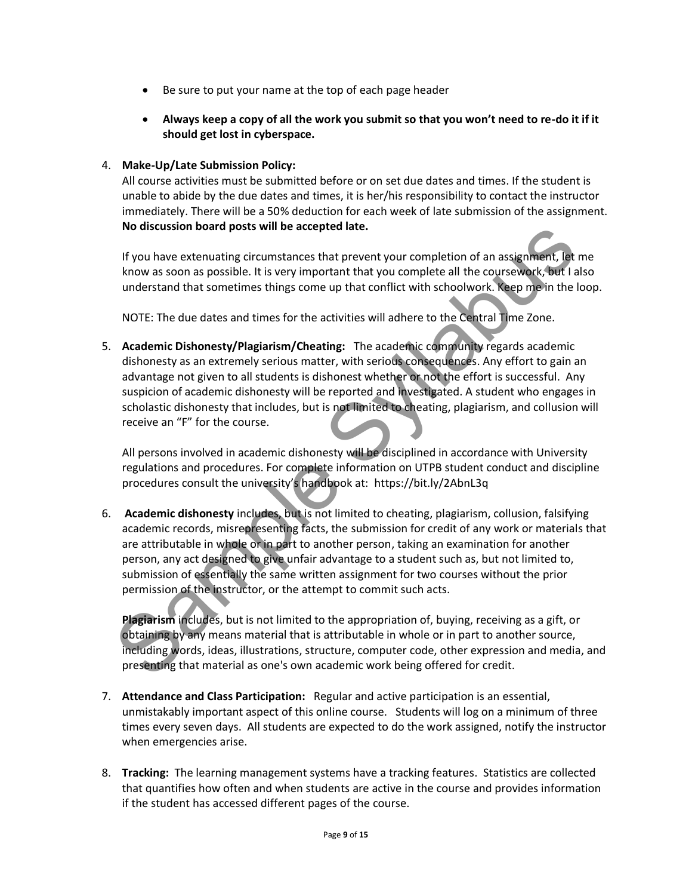- Be sure to put your name at the top of each page header
- **Always keep a copy of all the work you submit so that you won't need to re-do it if it should get lost in cyberspace.**

4. **Make-Up/Late Submission Policy:**
   All course activities must be submitted before or on set due dates and times. If the student is unable to abide by the due dates and times, it is her/his responsibility to contact the instructor immediately. There will be a 50% deduction for each week of late submission of the assignment. **No discussion board posts will be accepted late.**

   If you have extenuating circumstances that prevent your completion of an assignment, let me know as soon as possible. It is very important that you complete all the coursework, but I also understand that sometimes things come up that conflict with schoolwork. Keep me in the loop.

   NOTE: The due dates and times for the activities will adhere to the Central Time Zone.

5. **Academic Dishonesty/Plagiarism/Cheating:** The academic community regards academic dishonesty as an extremely serious matter, with serious consequences. Any effort to gain an advantage not given to all students is dishonest whether or not the effort is successful. Any suspicion of academic dishonesty will be reported and investigated. A student who engages in scholastic dishonesty that includes, but is not limited to cheating, plagiarism, and collusion will receive an "F" for the course.

   All persons involved in academic dishonesty will be disciplined in accordance with University regulations and procedures. For complete information on UTPB student conduct and discipline procedures consult the university's handbook at: https://bit.ly/2AbnL3q

6. **Academic dishonesty** includes, but is not limited to cheating, plagiarism, collusion, falsifying academic records, misrepresenting facts, the submission for credit of any work or materials that are attributable in whole or in part to another person, taking an examination for another person, any act designed to give unfair advantage to a student such as, but not limited to, submission of essentially the same written assignment for two courses without the prior permission of the instructor, or the attempt to commit such acts.

   **Plagiarism** includes, but is not limited to the appropriation of, buying, receiving as a gift, or obtaining by any means material that is attributable in whole or in part to another source, including words, ideas, illustrations, structure, computer code, other expression and media, and presenting that material as one's own academic work being offered for credit.

7. **Attendance and Class Participation:** Regular and active participation is an essential, unmistakably important aspect of this online course. Students will log on a minimum of three times every seven days. All students are expected to do the work assigned, notify the instructor when emergencies arise.

8. **Tracking:** The learning management systems have a tracking features. Statistics are collected that quantifies how often and when students are active in the course and provides information if the student has accessed different pages of the course.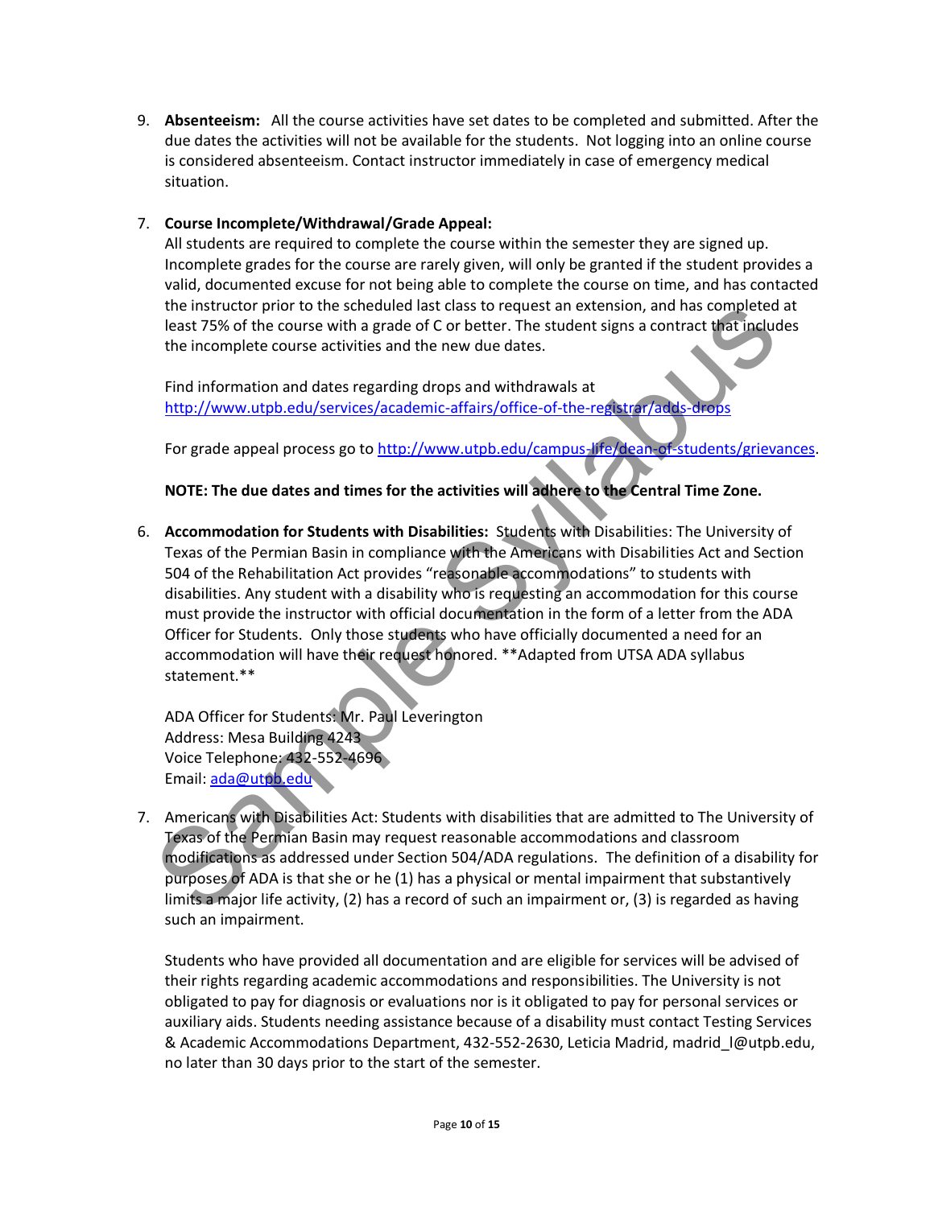9. **Absenteeism:** All the course activities have set dates to be completed and submitted. After the due dates the activities will not be available for the students. Not logging into an online course is considered absenteeism. Contact instructor immediately in case of emergency medical situation.

7. **Course Incomplete/Withdrawal/Grade Appeal:**
   All students are required to complete the course within the semester they are signed up. Incomplete grades for the course are rarely given, will only be granted if the student provides a valid, documented excuse for not being able to complete the course on time, and has contacted the instructor prior to the scheduled last class to request an extension, and has completed at least 75% of the course with a grade of C or better. The student signs a contract that includes the incomplete course activities and the new due dates.

   Find information and dates regarding drops and withdrawals at http://www.utpb.edu/services/academic-affairs/office-of-the-registrar/adds-drops

   For grade appeal process go to http://www.utpb.edu/campus-life/dean-of-students/grievances.

   **NOTE: The due dates and times for the activities will adhere to the Central Time Zone.**

6. **Accommodation for Students with Disabilities:** Students with Disabilities: The University of Texas of the Permian Basin in compliance with the Americans with Disabilities Act and Section 504 of the Rehabilitation Act provides "reasonable accommodations" to students with disabilities. Any student with a disability who is requesting an accommodation for this course must provide the instructor with official documentation in the form of a letter from the ADA Officer for Students. Only those students who have officially documented a need for an accommodation will have their request honored. **Adapted from UTSA ADA syllabus statement.**

   ADA Officer for Students: Mr. Paul Leverington
   Address: Mesa Building 4243
   Voice Telephone: 432-552-4696
   Email: ada@utpb.edu

7. Americans with Disabilities Act: Students with disabilities that are admitted to The University of Texas of the Permian Basin may request reasonable accommodations and classroom modifications as addressed under Section 504/ADA regulations. The definition of a disability for purposes of ADA is that she or he (1) has a physical or mental impairment that substantively limits a major life activity, (2) has a record of such an impairment or, (3) is regarded as having such an impairment.

   Students who have provided all documentation and are eligible for services will be advised of their rights regarding academic accommodations and responsibilities. The University is not obligated to pay for diagnosis or evaluations nor is it obligated to pay for personal services or auxiliary aids. Students needing assistance because of a disability must contact Testing Services & Academic Accommodations Department, 432-552-2630, Leticia Madrid, madrid_l@utpb.edu, no later than 30 days prior to the start of the semester.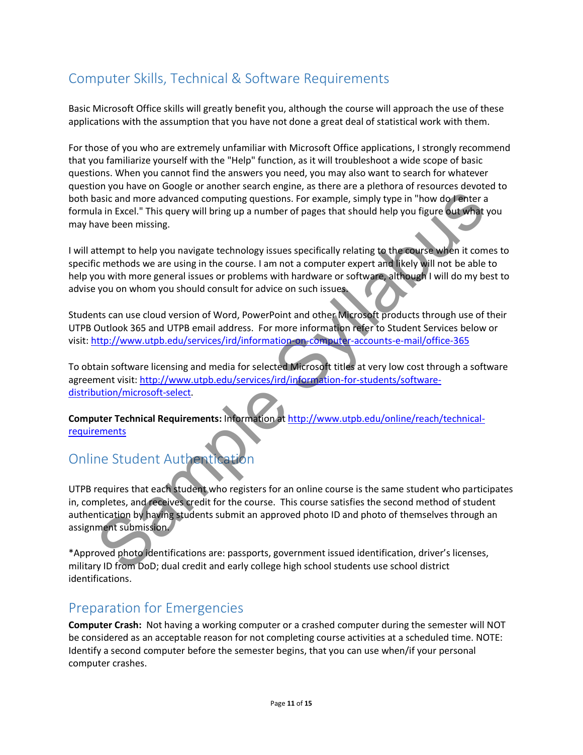## Computer Skills, Technical & Software Requirements

Basic Microsoft Office skills will greatly benefit you, although the course will approach the use of these applications with the assumption that you have not done a great deal of statistical work with them.

For those of you who are extremely unfamiliar with Microsoft Office applications, I strongly recommend that you familiarize yourself with the "Help" function, as it will troubleshoot a wide scope of basic questions. When you cannot find the answers you need, you may also want to search for whatever question you have on Google or another search engine, as there are a plethora of resources devoted to both basic and more advanced computing questions. For example, simply type in "how do I enter a formula in Excel." This query will bring up a number of pages that should help you figure out what you may have been missing.

I will attempt to help you navigate technology issues specifically relating to the course when it comes to specific methods we are using in the course. I am not a computer expert and likely will not be able to help you with more general issues or problems with hardware or software, although I will do my best to advise you on whom you should consult for advice on such issues.

Students can use cloud version of Word, PowerPoint and other Microsoft products through use of their UTPB Outlook 365 and UTPB email address. For more information refer to Student Services below or visit: http://www.utpb.edu/services/ird/information-on-computer-accounts-e-mail/office-365

To obtain software licensing and media for selected Microsoft titles at very low cost through a software agreement visit: http://www.utpb.edu/services/ird/information-for-students/software-distribution/microsoft-select.

**Computer Technical Requirements:** Information at http://www.utpb.edu/online/reach/technical-requirements

## Online Student Authentication

UTPB requires that each student who registers for an online course is the same student who participates in, completes, and receives credit for the course. This course satisfies the second method of student authentication by having students submit an approved photo ID and photo of themselves through an assignment submission.

*Approved photo identifications are: passports, government issued identification, driver's licenses, military ID from DoD; dual credit and early college high school students use school district identifications.

## Preparation for Emergencies

**Computer Crash:** Not having a working computer or a crashed computer during the semester will NOT be considered as an acceptable reason for not completing course activities at a scheduled time. NOTE: Identify a second computer before the semester begins, that you can use when/if your personal computer crashes.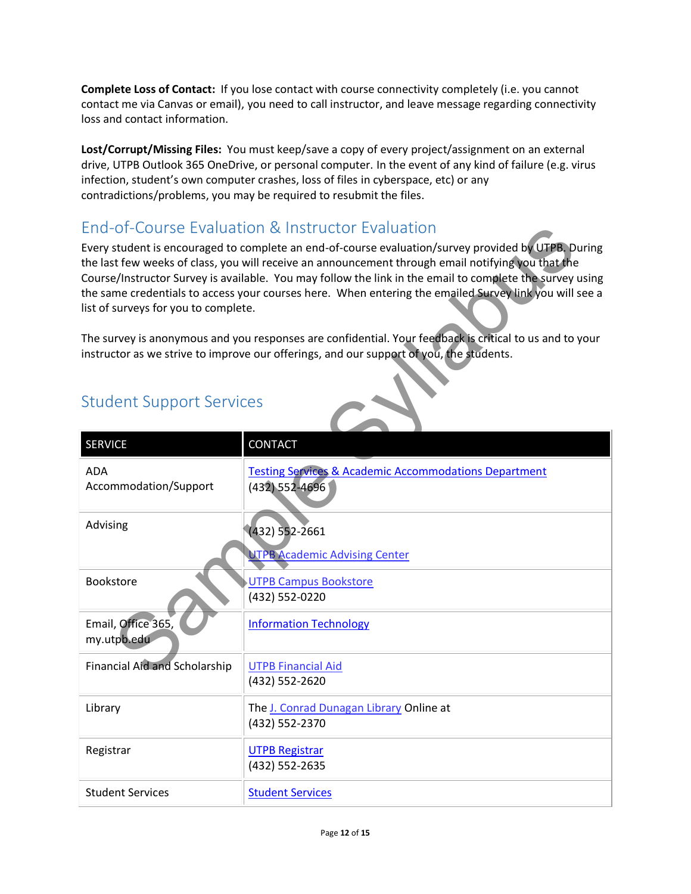**Complete Loss of Contact:** If you lose contact with course connectivity completely (i.e. you cannot contact me via Canvas or email), you need to call instructor, and leave message regarding connectivity loss and contact information.

**Lost/Corrupt/Missing Files:** You must keep/save a copy of every project/assignment on an external drive, UTPB Outlook 365 OneDrive, or personal computer. In the event of any kind of failure (e.g. virus infection, student's own computer crashes, loss of files in cyberspace, etc) or any contradictions/problems, you may be required to resubmit the files.

## End-of-Course Evaluation & Instructor Evaluation

Every student is encouraged to complete an end-of-course evaluation/survey provided by UTPB. During the last few weeks of class, you will receive an announcement through email notifying you that the Course/Instructor Survey is available. You may follow the link in the email to complete the survey using the same credentials to access your courses here. When entering the emailed Survey link you will see a list of surveys for you to complete.

The survey is anonymous and you responses are confidential. Your feedback is critical to us and to your instructor as we strive to improve our offerings, and our support of you, the students.

## Student Support Services

| SERVICE | CONTACT |
|---|---|
| ADA Accommodation/Support | Testing Services & Academic Accommodations Department (432) 552-4696 |
| Advising | (432) 552-2661 UTPB Academic Advising Center |
| Bookstore | UTPB Campus Bookstore (432) 552-0220 |
| Email, Office 365, my.utpb.edu | Information Technology |
| Financial Aid and Scholarship | UTPB Financial Aid (432) 552-2620 |
| Library | The J. Conrad Dunagan Library Online at (432) 552-2370 |
| Registrar | UTPB Registrar (432) 552-2635 |
| Student Services | Student Services |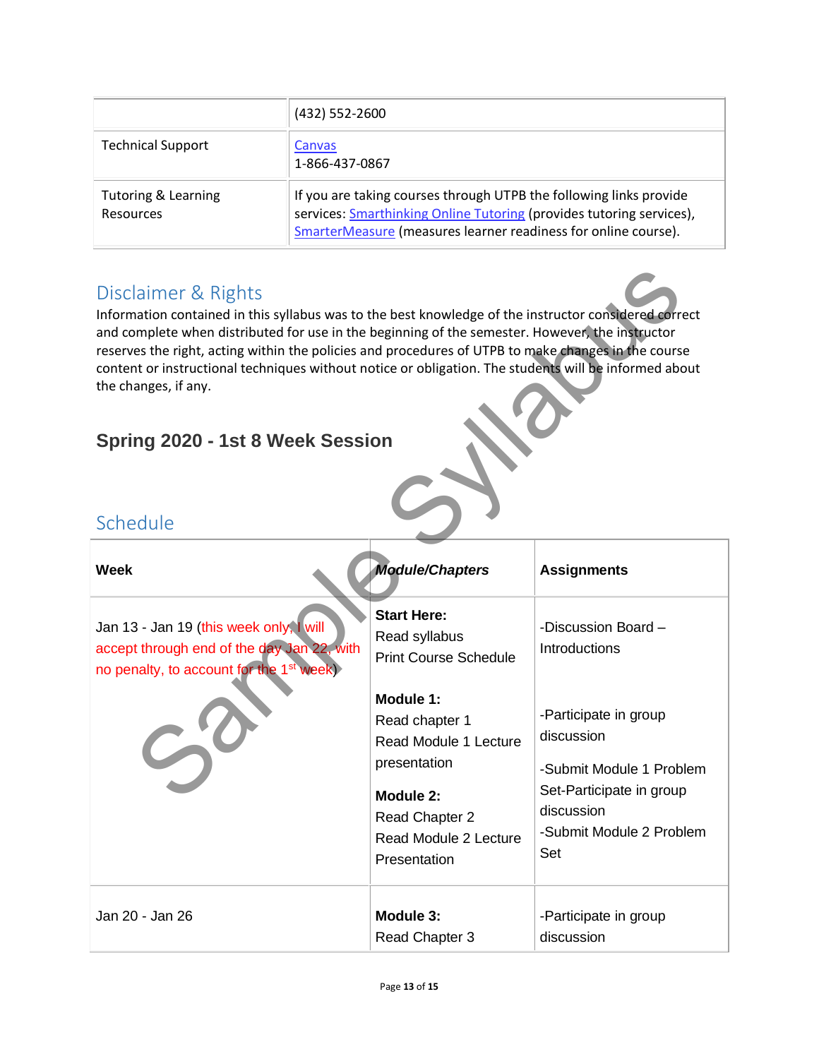| | |
|---|---|
| | (432) 552-2600 |
| Technical Support | Canvas<br>1-866-437-0867 |
| Tutoring & Learning Resources | If you are taking courses through UTPB the following links provide services: Smarthinking Online Tutoring (provides tutoring services), SmarterMeasure (measures learner readiness for online course). |

## Disclaimer & Rights

Information contained in this syllabus was to the best knowledge of the instructor considered correct and complete when distributed for use in the beginning of the semester. However, the instructor reserves the right, acting within the policies and procedures of UTPB to make changes in the course content or instructional techniques without notice or obligation. The students will be informed about the changes, if any.

### Spring 2020 - 1st 8 Week Session

## Schedule

| Week | *Module/Chapters* | Assignments |
|---|---|---|
| Jan 13 - Jan 19 (this week only, I will accept through end of the day Jan 22, with no penalty, to account for the 1st week) | **Start Here:**<br>Read syllabus<br>Print Course Schedule<br><br>**Module 1:**<br>Read chapter 1<br>Read Module 1 Lecture presentation<br><br>**Module 2:**<br>Read Chapter 2<br>Read Module 2 Lecture Presentation | -Discussion Board – Introductions<br><br>-Participate in group discussion<br><br>-Submit Module 1 Problem Set-Participate in group discussion<br>-Submit Module 2 Problem Set |
| Jan 20 - Jan 26 | **Module 3:**<br>Read Chapter 3 | -Participate in group discussion |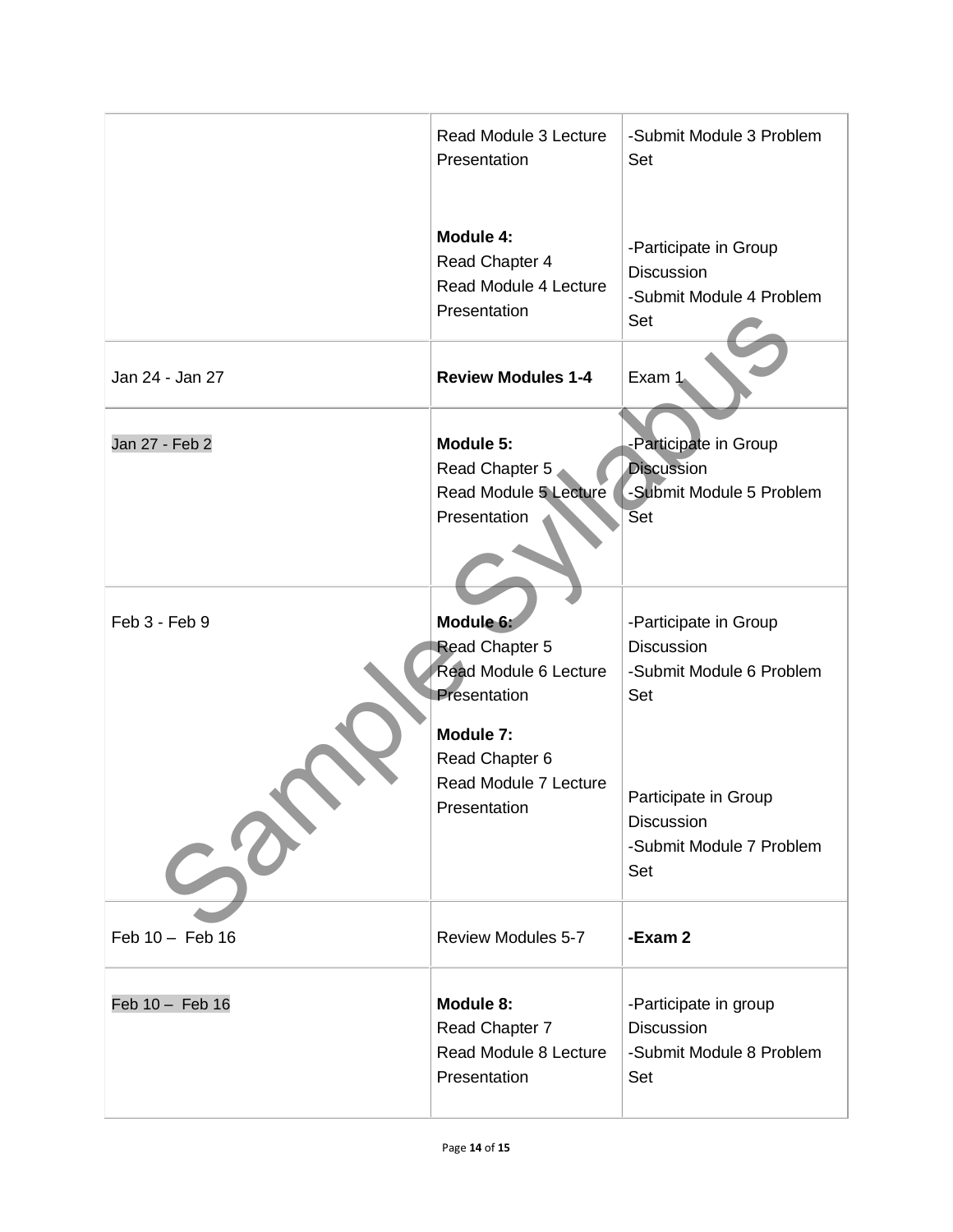| | | |
|---|---|---|
| | Read Module 3 Lecture Presentation<br><br>**Module 4:**<br>Read Chapter 4<br>Read Module 4 Lecture Presentation | -Submit Module 3 Problem Set<br><br>-Participate in Group Discussion<br>-Submit Module 4 Problem Set |
| Jan 24 - Jan 27 | **Review Modules 1-4** | Exam 1 |
| Jan 27 - Feb 2 | **Module 5:**<br>Read Chapter 5<br>Read Module 5 Lecture Presentation | -Participate in Group Discussion<br>-Submit Module 5 Problem Set |
| Feb 3 - Feb 9 | **Module 6:**<br>Read Chapter 5<br>Read Module 6 Lecture Presentation<br>**Module 7:**<br>Read Chapter 6<br>Read Module 7 Lecture Presentation | -Participate in Group Discussion<br>-Submit Module 6 Problem Set<br><br>Participate in Group Discussion<br>-Submit Module 7 Problem Set |
| Feb 10 – Feb 16 | Review Modules 5-7 | **-Exam 2** |
| Feb 10 – Feb 16 | **Module 8:**<br>Read Chapter 7<br>Read Module 8 Lecture Presentation | -Participate in group Discussion<br>-Submit Module 8 Problem Set |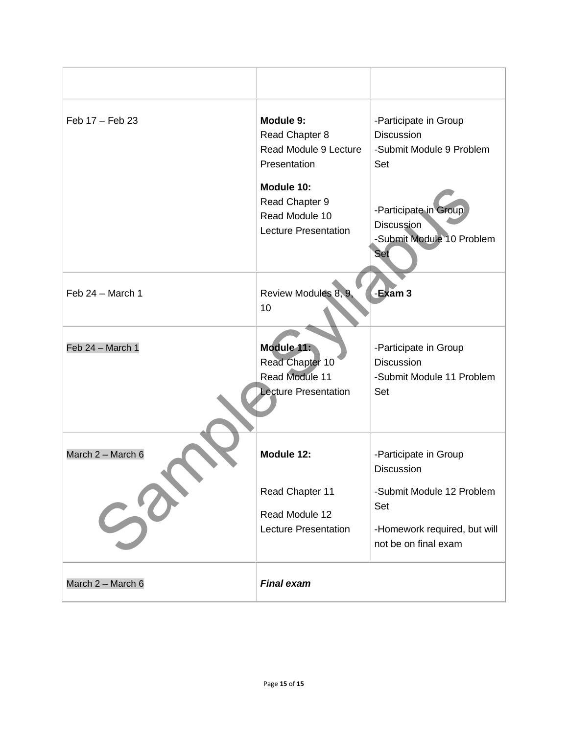| | | |
|---|---|---|
| Feb 17 – Feb 23 | **Module 9:**<br>Read Chapter 8<br>Read Module 9 Lecture Presentation<br>**Module 10:**<br>Read Chapter 9<br>Read Module 10 Lecture Presentation | -Participate in Group Discussion<br>-Submit Module 9 Problem Set<br><br>-Participate in Group Discussion<br>-Submit Module 10 Problem Set |
| Feb 24 – March 1 | Review Modules 8, 9, 10 | -**Exam 3** |
| Feb 24 – March 1 | **Module 11:**<br>Read Chapter 10<br>Read Module 11 Lecture Presentation | -Participate in Group Discussion<br>-Submit Module 11 Problem Set |
| March 2 – March 6 | **Module 12:**<br><br>Read Chapter 11<br><br>Read Module 12 Lecture Presentation | -Participate in Group Discussion<br><br>-Submit Module 12 Problem Set<br><br>-Homework required, but will not be on final exam |
| March 2 – March 6 | ***Final exam*** | |